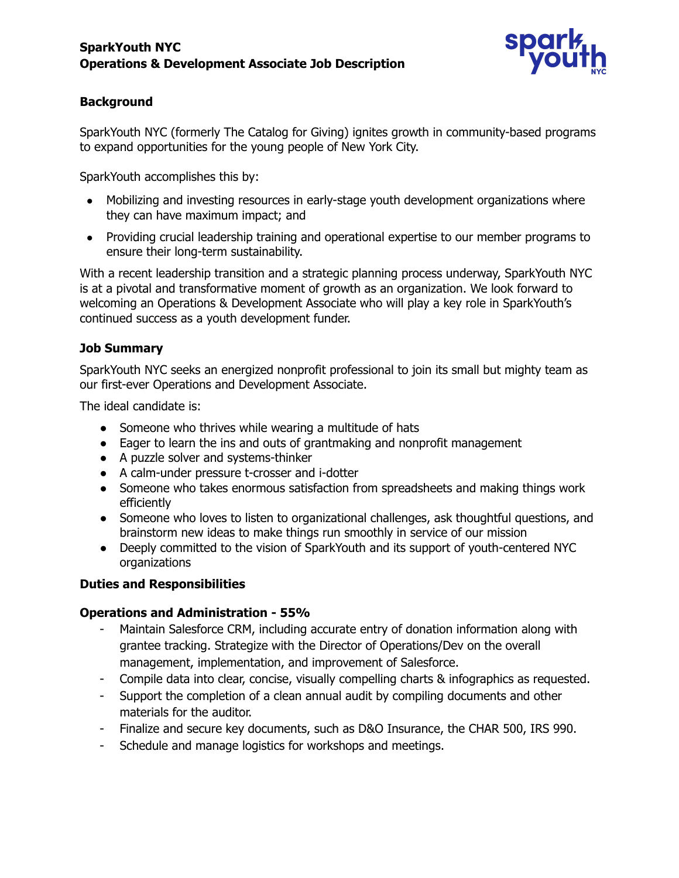# SparkYouth NYC
# Operations & Development Associate Job Description

## Background

SparkYouth NYC (formerly The Catalog for Giving) ignites growth in community-based programs to expand opportunities for the young people of New York City.

SparkYouth accomplishes this by:

- Mobilizing and investing resources in early-stage youth development organizations where they can have maximum impact; and
- Providing crucial leadership training and operational expertise to our member programs to ensure their long-term sustainability.

With a recent leadership transition and a strategic planning process underway, SparkYouth NYC is at a pivotal and transformative moment of growth as an organization. We look forward to welcoming an Operations & Development Associate who will play a key role in SparkYouth's continued success as a youth development funder.

## Job Summary

SparkYouth NYC seeks an energized nonprofit professional to join its small but mighty team as our first-ever Operations and Development Associate.

The ideal candidate is:

- Someone who thrives while wearing a multitude of hats
- Eager to learn the ins and outs of grantmaking and nonprofit management
- A puzzle solver and systems-thinker
- A calm-under pressure t-crosser and i-dotter
- Someone who takes enormous satisfaction from spreadsheets and making things work efficiently
- Someone who loves to listen to organizational challenges, ask thoughtful questions, and brainstorm new ideas to make things run smoothly in service of our mission
- Deeply committed to the vision of SparkYouth and its support of youth-centered NYC organizations

## Duties and Responsibilities

### Operations and Administration - 55%

- Maintain Salesforce CRM, including accurate entry of donation information along with grantee tracking. Strategize with the Director of Operations/Dev on the overall management, implementation, and improvement of Salesforce.
- Compile data into clear, concise, visually compelling charts & infographics as requested.
- Support the completion of a clean annual audit by compiling documents and other materials for the auditor.
- Finalize and secure key documents, such as D&O Insurance, the CHAR 500, IRS 990.
- Schedule and manage logistics for workshops and meetings.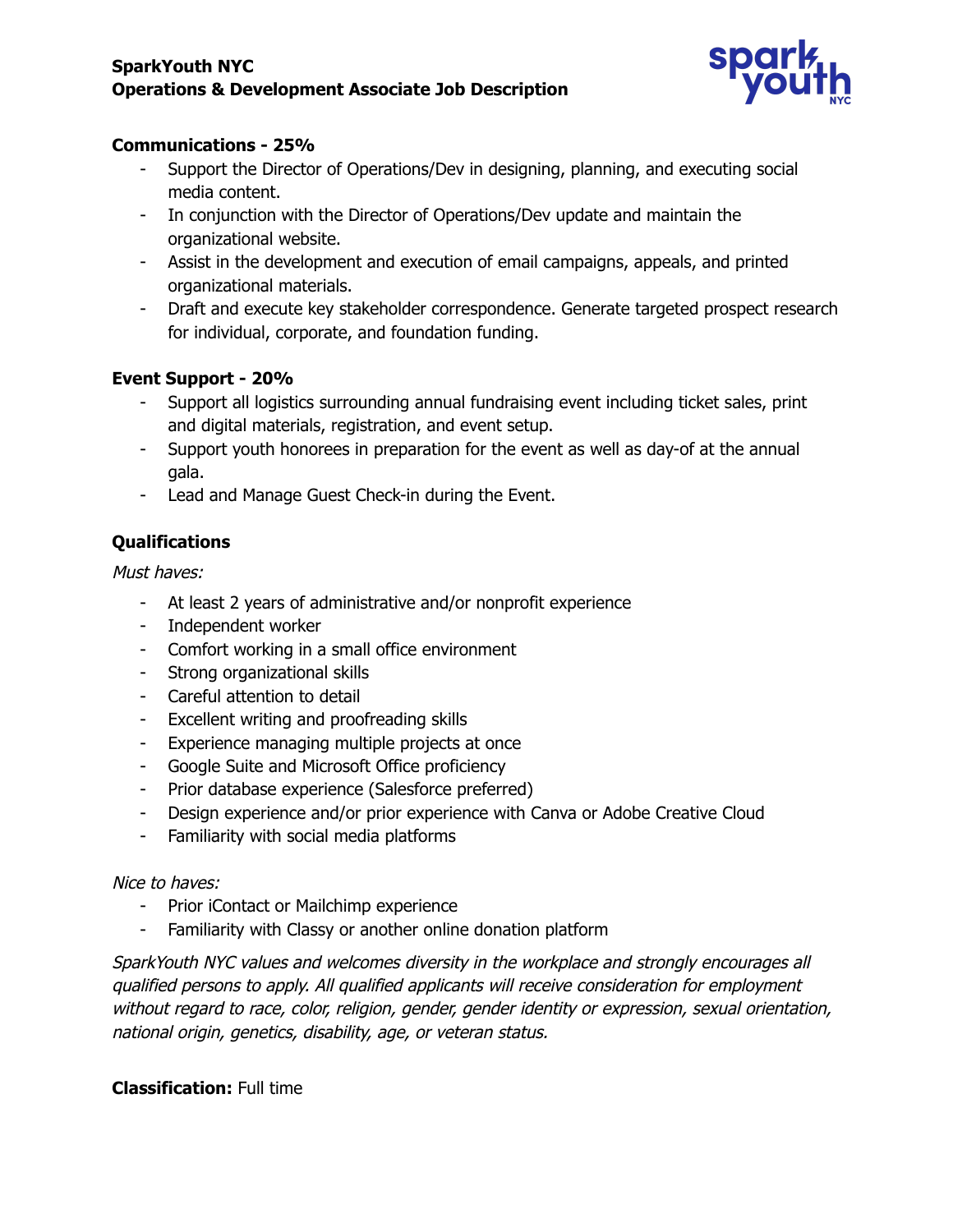### Communications - 25%

- Support the Director of Operations/Dev in designing, planning, and executing social media content.
- In conjunction with the Director of Operations/Dev update and maintain the organizational website.
- Assist in the development and execution of email campaigns, appeals, and printed organizational materials.
- Draft and execute key stakeholder correspondence. Generate targeted prospect research for individual, corporate, and foundation funding.

### Event Support - 20%

- Support all logistics surrounding annual fundraising event including ticket sales, print and digital materials, registration, and event setup.
- Support youth honorees in preparation for the event as well as day-of at the annual gala.
- Lead and Manage Guest Check-in during the Event.

### Qualifications

*Must haves:*

- At least 2 years of administrative and/or nonprofit experience
- Independent worker
- Comfort working in a small office environment
- Strong organizational skills
- Careful attention to detail
- Excellent writing and proofreading skills
- Experience managing multiple projects at once
- Google Suite and Microsoft Office proficiency
- Prior database experience (Salesforce preferred)
- Design experience and/or prior experience with Canva or Adobe Creative Cloud
- Familiarity with social media platforms

*Nice to haves:*

- Prior iContact or Mailchimp experience
- Familiarity with Classy or another online donation platform

*SparkYouth NYC values and welcomes diversity in the workplace and strongly encourages all qualified persons to apply. All qualified applicants will receive consideration for employment without regard to race, color, religion, gender, gender identity or expression, sexual orientation, national origin, genetics, disability, age, or veteran status.*

**Classification:** Full time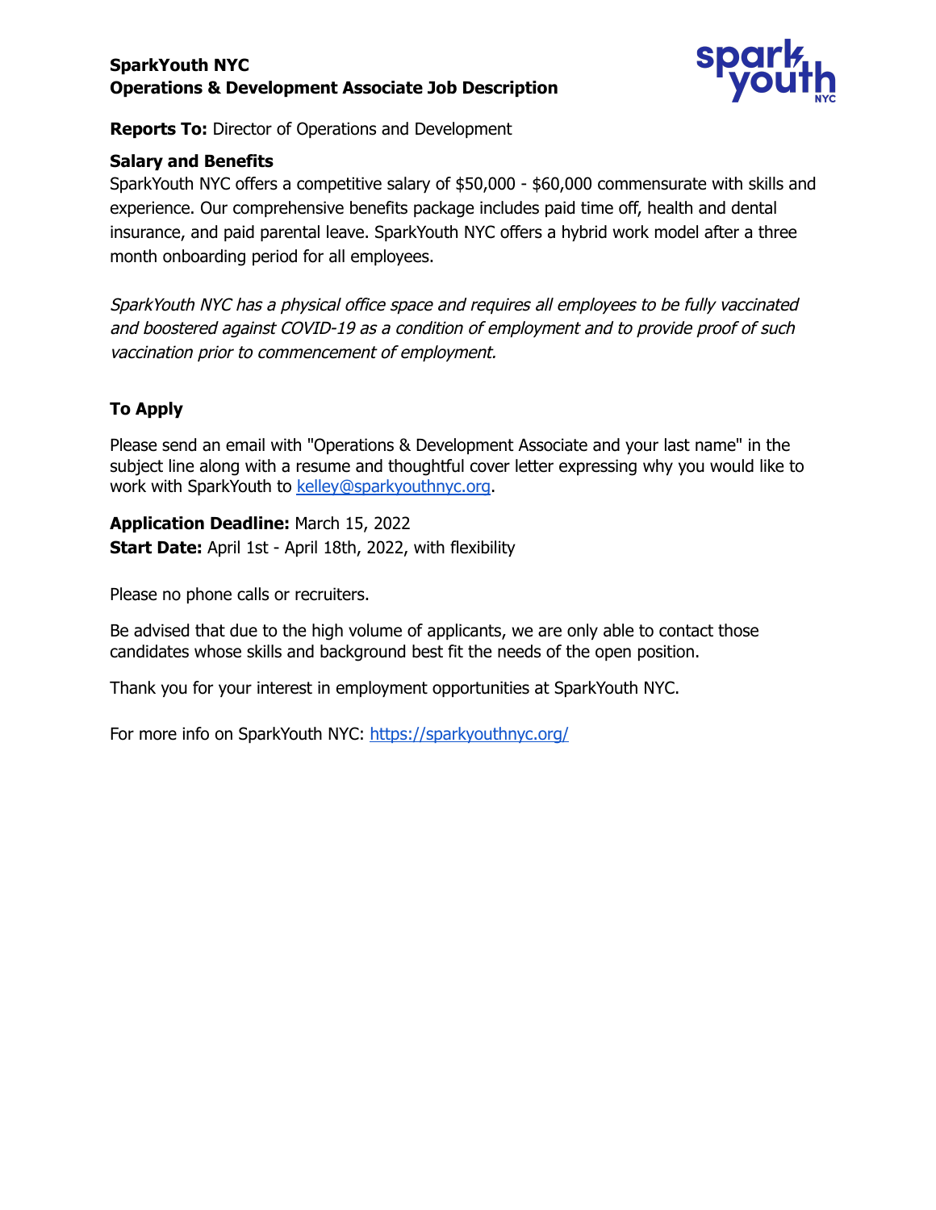**SparkYouth NYC**
**Operations & Development Associate Job Description**

**Reports To:** Director of Operations and Development

**Salary and Benefits**

SparkYouth NYC offers a competitive salary of $50,000 - $60,000 commensurate with skills and experience. Our comprehensive benefits package includes paid time off, health and dental insurance, and paid parental leave. SparkYouth NYC offers a hybrid work model after a three month onboarding period for all employees.

*SparkYouth NYC has a physical office space and requires all employees to be fully vaccinated and boostered against COVID-19 as a condition of employment and to provide proof of such vaccination prior to commencement of employment.*

**To Apply**

Please send an email with "Operations & Development Associate and your last name" in the subject line along with a resume and thoughtful cover letter expressing why you would like to work with SparkYouth to kelley@sparkyouthnyc.org.

**Application Deadline:** March 15, 2022
**Start Date:** April 1st - April 18th, 2022, with flexibility

Please no phone calls or recruiters.

Be advised that due to the high volume of applicants, we are only able to contact those candidates whose skills and background best fit the needs of the open position.

Thank you for your interest in employment opportunities at SparkYouth NYC.

For more info on SparkYouth NYC: https://sparkyouthnyc.org/